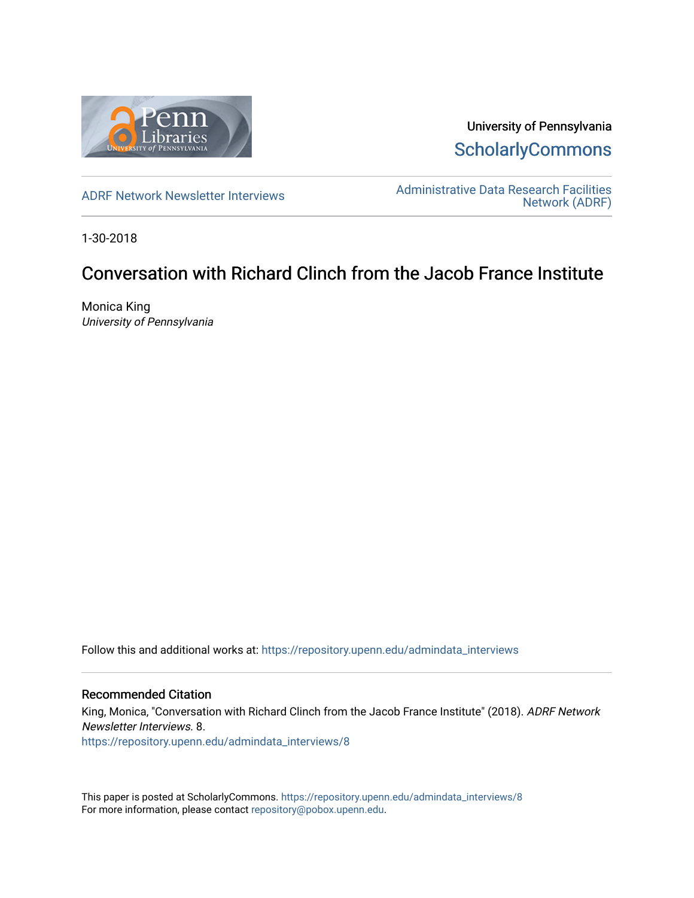University of Pennsylvania
**ScholarlyCommons**

ADRF Network Newsletter Interviews

Administrative Data Research Facilities Network (ADRF)

1-30-2018

# Conversation with Richard Clinch from the Jacob France Institute

Monica King
*University of Pennsylvania*

Follow this and additional works at: https://repository.upenn.edu/admindata_interviews

## Recommended Citation

King, Monica, "Conversation with Richard Clinch from the Jacob France Institute" (2018). *ADRF Network Newsletter Interviews*. 8.
https://repository.upenn.edu/admindata_interviews/8

This paper is posted at ScholarlyCommons. https://repository.upenn.edu/admindata_interviews/8
For more information, please contact repository@pobox.upenn.edu.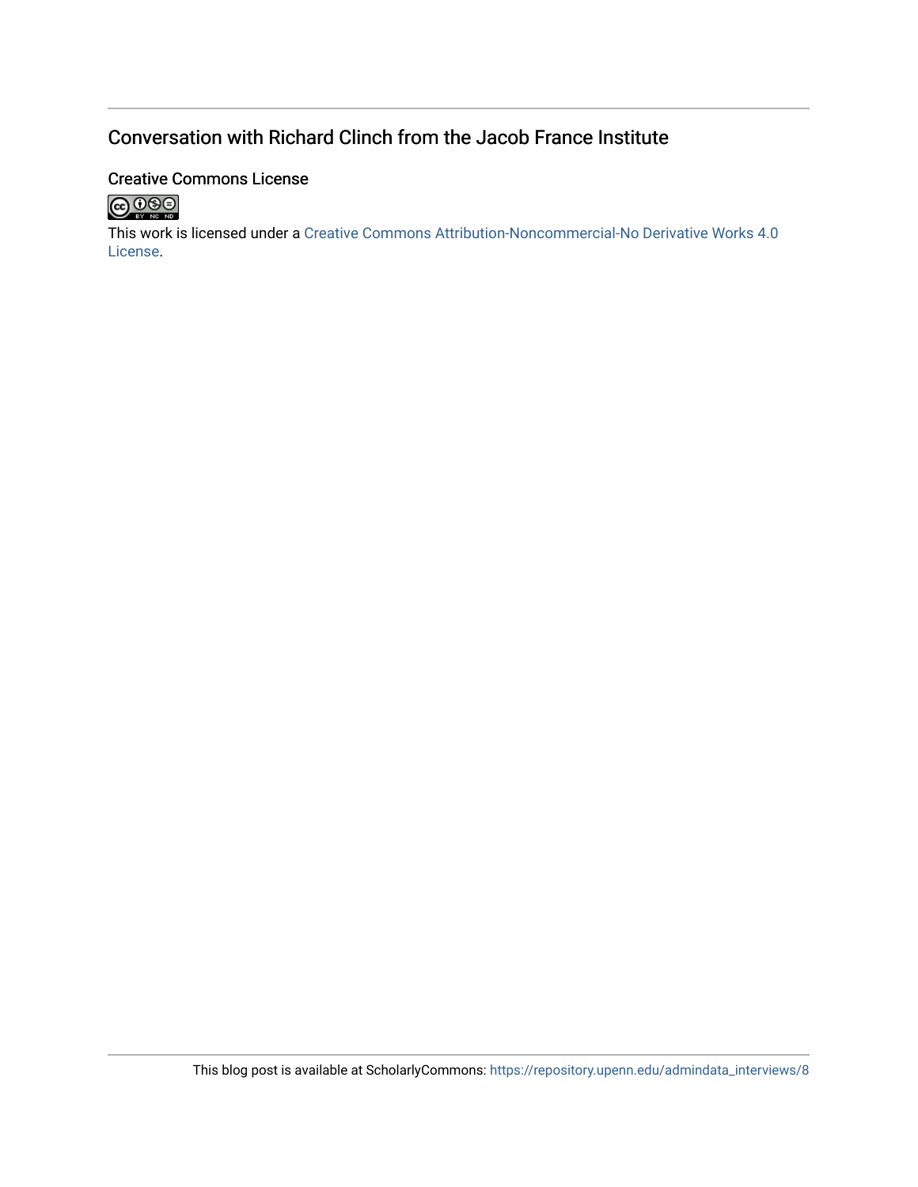## Conversation with Richard Clinch from the Jacob France Institute

### Creative Commons License

This work is licensed under a Creative Commons Attribution-Noncommercial-No Derivative Works 4.0 License.

This blog post is available at ScholarlyCommons: https://repository.upenn.edu/admindata_interviews/8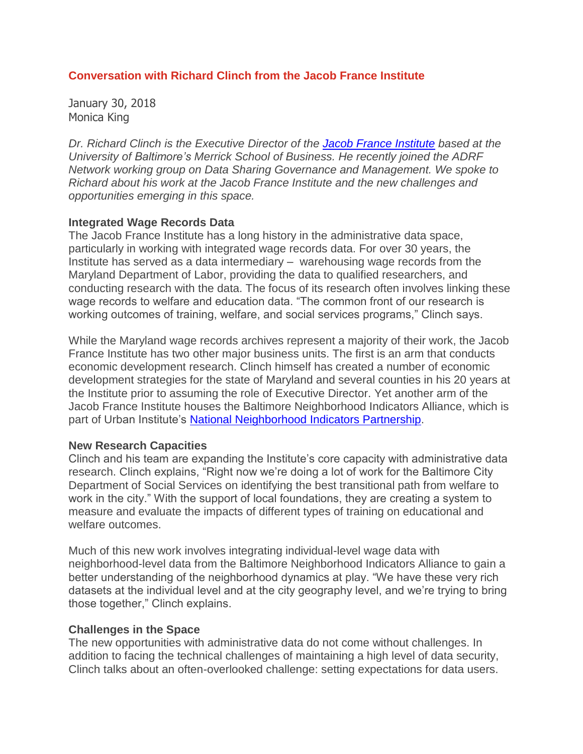## Conversation with Richard Clinch from the Jacob France Institute

January 30, 2018
Monica King

*Dr. Richard Clinch is the Executive Director of the [Jacob France Institute](#) based at the University of Baltimore's Merrick School of Business. He recently joined the ADRF Network working group on Data Sharing Governance and Management. We spoke to Richard about his work at the Jacob France Institute and the new challenges and opportunities emerging in this space.*

### Integrated Wage Records Data

The Jacob France Institute has a long history in the administrative data space, particularly in working with integrated wage records data. For over 30 years, the Institute has served as a data intermediary – warehousing wage records from the Maryland Department of Labor, providing the data to qualified researchers, and conducting research with the data. The focus of its research often involves linking these wage records to welfare and education data. "The common front of our research is working outcomes of training, welfare, and social services programs," Clinch says.

While the Maryland wage records archives represent a majority of their work, the Jacob France Institute has two other major business units. The first is an arm that conducts economic development research. Clinch himself has created a number of economic development strategies for the state of Maryland and several counties in his 20 years at the Institute prior to assuming the role of Executive Director. Yet another arm of the Jacob France Institute houses the Baltimore Neighborhood Indicators Alliance, which is part of Urban Institute's [National Neighborhood Indicators Partnership](#).

### New Research Capacities

Clinch and his team are expanding the Institute's core capacity with administrative data research. Clinch explains, "Right now we're doing a lot of work for the Baltimore City Department of Social Services on identifying the best transitional path from welfare to work in the city." With the support of local foundations, they are creating a system to measure and evaluate the impacts of different types of training on educational and welfare outcomes.

Much of this new work involves integrating individual-level wage data with neighborhood-level data from the Baltimore Neighborhood Indicators Alliance to gain a better understanding of the neighborhood dynamics at play. "We have these very rich datasets at the individual level and at the city geography level, and we're trying to bring those together," Clinch explains.

### Challenges in the Space

The new opportunities with administrative data do not come without challenges. In addition to facing the technical challenges of maintaining a high level of data security, Clinch talks about an often-overlooked challenge: setting expectations for data users.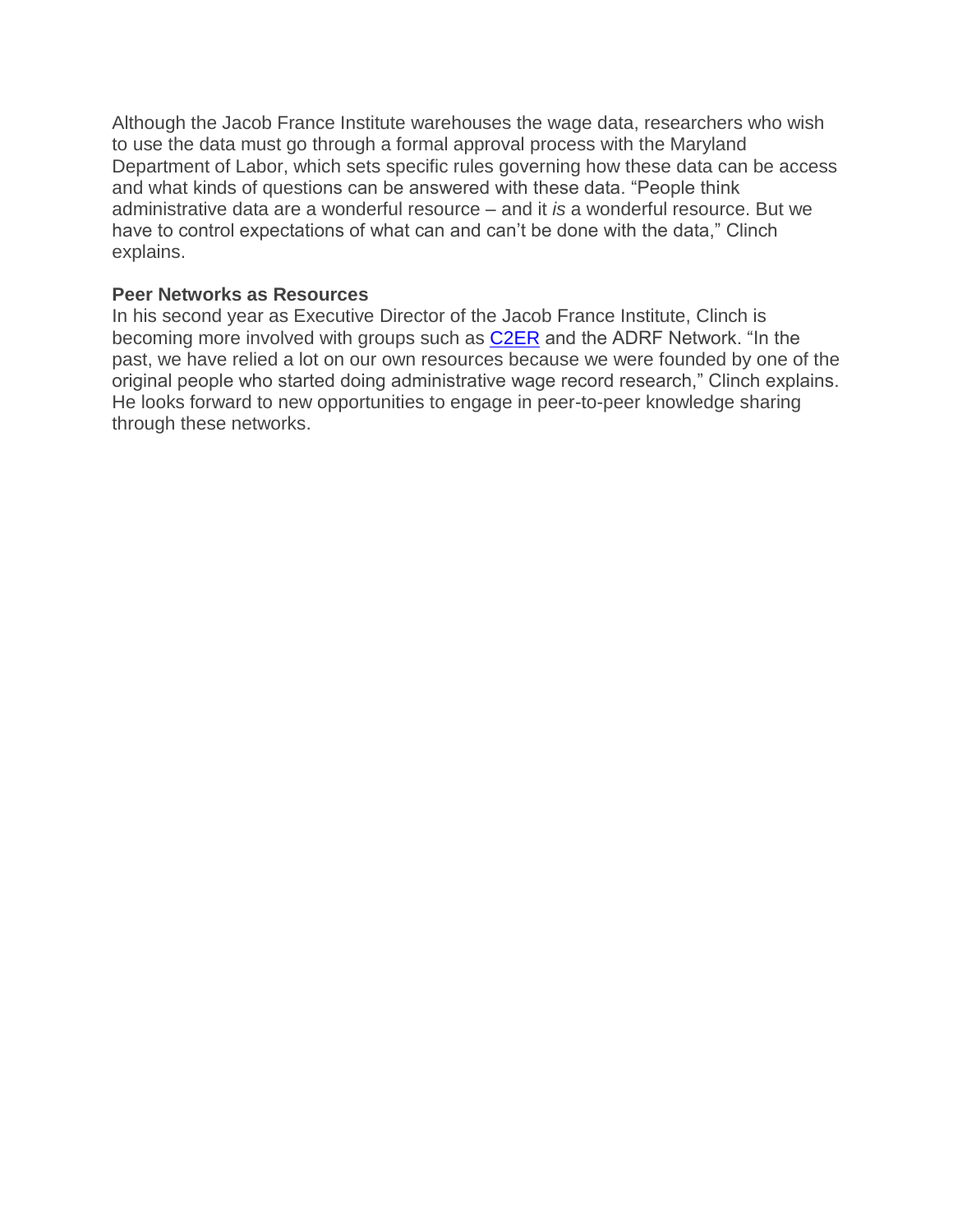Although the Jacob France Institute warehouses the wage data, researchers who wish to use the data must go through a formal approval process with the Maryland Department of Labor, which sets specific rules governing how these data can be access and what kinds of questions can be answered with these data. “People think administrative data are a wonderful resource – and it *is* a wonderful resource. But we have to control expectations of what can and can’t be done with the data,” Clinch explains.

**Peer Networks as Resources**

In his second year as Executive Director of the Jacob France Institute, Clinch is becoming more involved with groups such as C2ER and the ADRF Network. “In the past, we have relied a lot on our own resources because we were founded by one of the original people who started doing administrative wage record research,” Clinch explains. He looks forward to new opportunities to engage in peer-to-peer knowledge sharing through these networks.